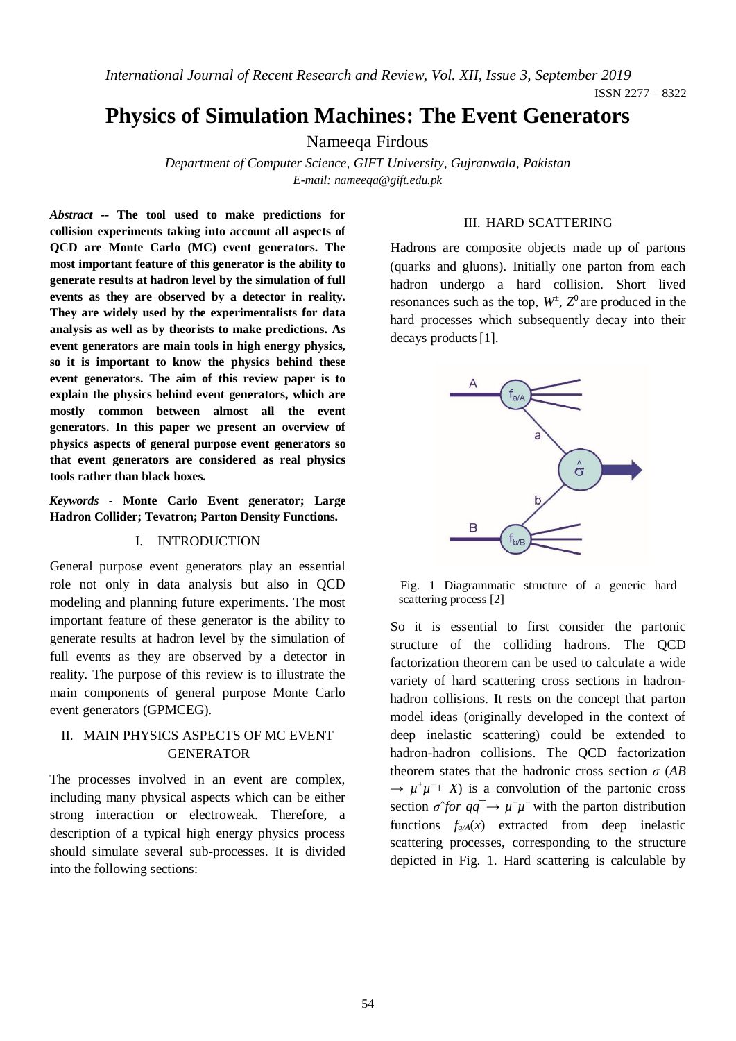# Physics of Simulation Machines: The Event Generators

Nameeqa Firdous

*Department of Computer Science, GIFT University, Gujranwala, Pakistan*
*E-mail: nameeqa@gift.edu.pk*

***Abstract* -- The tool used to make predictions for collision experiments taking into account all aspects of QCD are Monte Carlo (MC) event generators. The most important feature of this generator is the ability to generate results at hadron level by the simulation of full events as they are observed by a detector in reality. They are widely used by the experimentalists for data analysis as well as by theorists to make predictions. As event generators are main tools in high energy physics, so it is important to know the physics behind these event generators. The aim of this review paper is to explain the physics behind event generators, which are mostly common between almost all the event generators. In this paper we present an overview of physics aspects of general purpose event generators so that event generators are considered as real physics tools rather than black boxes.**

***Keywords* - Monte Carlo Event generator; Large Hadron Collider; Tevatron; Parton Density Functions.**

## I. INTRODUCTION

General purpose event generators play an essential role not only in data analysis but also in QCD modeling and planning future experiments. The most important feature of these generator is the ability to generate results at hadron level by the simulation of full events as they are observed by a detector in reality. The purpose of this review is to illustrate the main components of general purpose Monte Carlo event generators (GPMCEG).

## II. MAIN PHYSICS ASPECTS OF MC EVENT GENERATOR

The processes involved in an event are complex, including many physical aspects which can be either strong interaction or electroweak. Therefore, a description of a typical high energy physics process should simulate several sub-processes. It is divided into the following sections:

## III. HARD SCATTERING

Hadrons are composite objects made up of partons (quarks and gluons). Initially one parton from each hadron undergo a hard collision. Short lived resonances such as the top, $W^{\pm}$, $Z^0$ are produced in the hard processes which subsequently decay into their decays products [1].

Fig. 1 Diagrammatic structure of a generic hard scattering process [2]

So it is essential to first consider the partonic structure of the colliding hadrons. The QCD factorization theorem can be used to calculate a wide variety of hard scattering cross sections in hadron-hadron collisions. It rests on the concept that parton model ideas (originally developed in the context of deep inelastic scattering) could be extended to hadron-hadron collisions. The QCD factorization theorem states that the hadronic cross section $\sigma$ $(AB \rightarrow \mu^+\mu^- + X)$ is a convolution of the partonic cross section $\hat{\sigma}$ *for* $q\bar{q} \rightarrow \mu^+\mu^-$ with the parton distribution functions $f_{q/A}(x)$ extracted from deep inelastic scattering processes, corresponding to the structure depicted in Fig. 1. Hard scattering is calculable by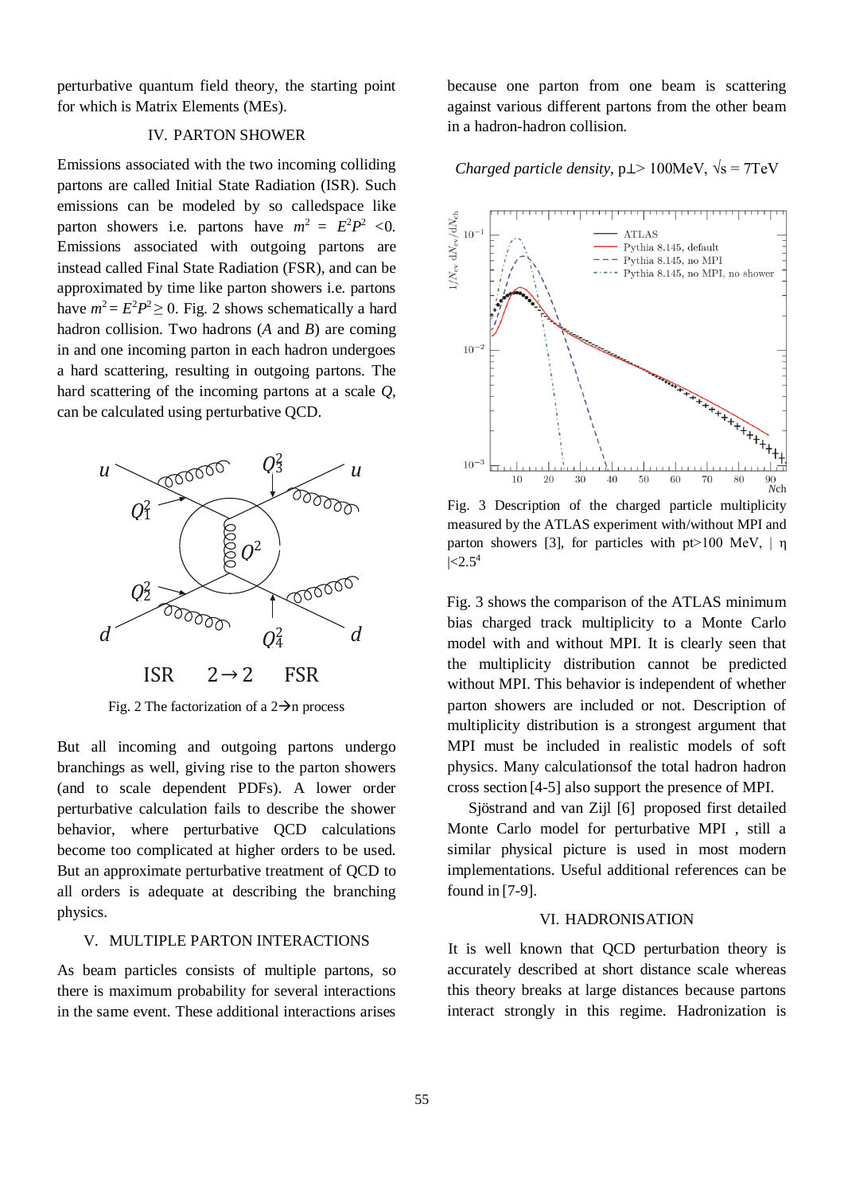perturbative quantum field theory, the starting point for which is Matrix Elements (MEs).

## IV. PARTON SHOWER

Emissions associated with the two incoming colliding partons are called Initial State Radiation (ISR). Such emissions can be modeled by so calledspace like parton showers i.e. partons have $m^2 = E^2P^2 < 0$. Emissions associated with outgoing partons are instead called Final State Radiation (FSR), and can be approximated by time like parton showers i.e. partons have $m^2 = E^2P^2 \geq 0$. Fig. 2 shows schematically a hard hadron collision. Two hadrons (*A* and *B*) are coming in and one incoming parton in each hadron undergoes a hard scattering, resulting in outgoing partons. The hard scattering of the incoming partons at a scale *Q*, can be calculated using perturbative QCD.

Fig. 2 The factorization of a 2→n process

But all incoming and outgoing partons undergo branchings as well, giving rise to the parton showers (and to scale dependent PDFs). A lower order perturbative calculation fails to describe the shower behavior, where perturbative QCD calculations become too complicated at higher orders to be used. But an approximate perturbative treatment of QCD to all orders is adequate at describing the branching physics.

## V. MULTIPLE PARTON INTERACTIONS

As beam particles consists of multiple partons, so there is maximum probability for several interactions in the same event. These additional interactions arises because one parton from one beam is scattering against various different partons from the other beam in a hadron-hadron collision.

*Charged particle density,* p⊥> 100MeV, $\sqrt{s}$ = 7TeV

Fig. 3 Description of the charged particle multiplicity measured by the ATLAS experiment with/without MPI and parton showers [3], for particles with pt>100 MeV, $|\eta| < 2.5$[4]

Fig. 3 shows the comparison of the ATLAS minimum bias charged track multiplicity to a Monte Carlo model with and without MPI. It is clearly seen that the multiplicity distribution cannot be predicted without MPI. This behavior is independent of whether parton showers are included or not. Description of multiplicity distribution is a strongest argument that MPI must be included in realistic models of soft physics. Many calculationsof the total hadron hadron cross section [4-5] also support the presence of MPI.

Sjöstrand and van Zijl [6] proposed first detailed Monte Carlo model for perturbative MPI , still a similar physical picture is used in most modern implementations. Useful additional references can be found in [7-9].

## VI. HADRONISATION

It is well known that QCD perturbation theory is accurately described at short distance scale whereas this theory breaks at large distances because partons interact strongly in this regime. Hadronization is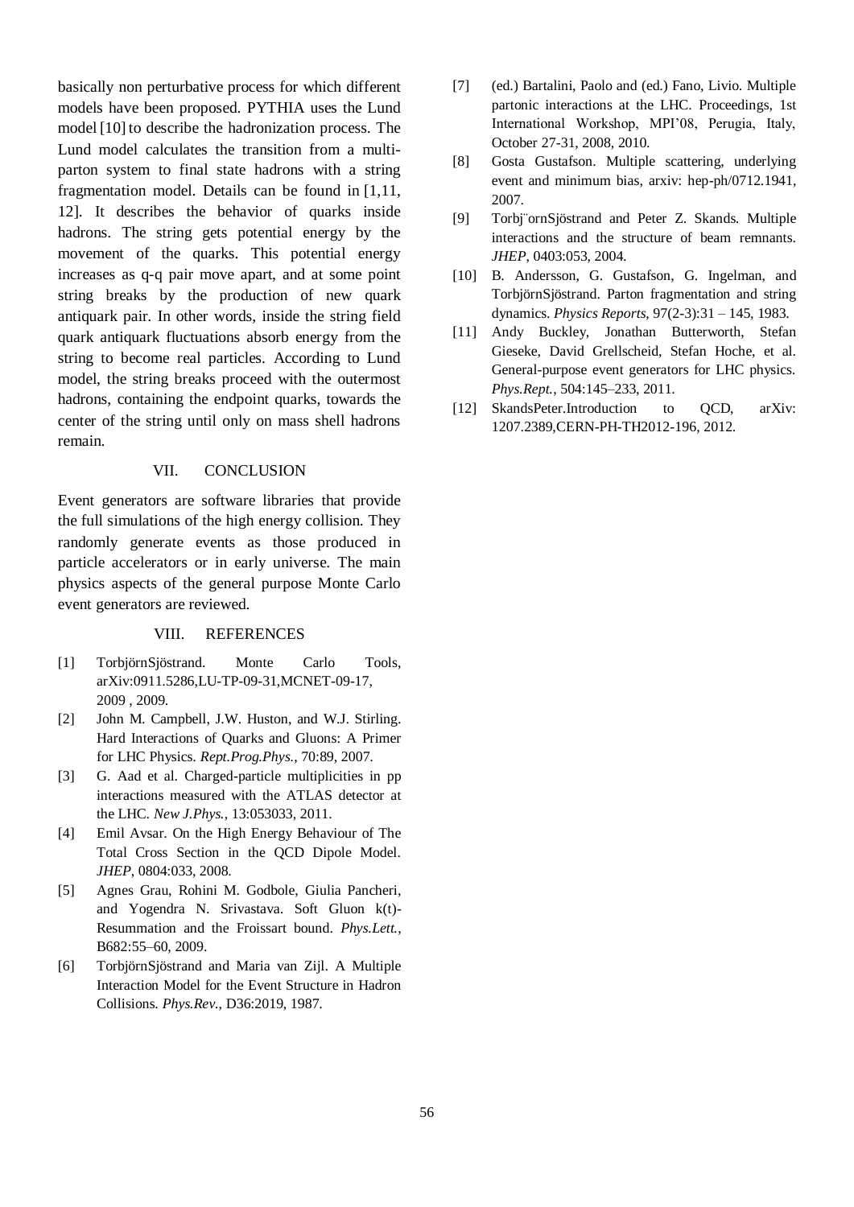basically non perturbative process for which different models have been proposed. PYTHIA uses the Lund model [10] to describe the hadronization process. The Lund model calculates the transition from a multi-parton system to final state hadrons with a string fragmentation model. Details can be found in [1,11, 12]. It describes the behavior of quarks inside hadrons. The string gets potential energy by the movement of the quarks. This potential energy increases as q-q pair move apart, and at some point string breaks by the production of new quark antiquark pair. In other words, inside the string field quark antiquark fluctuations absorb energy from the string to become real particles. According to Lund model, the string breaks proceed with the outermost hadrons, containing the endpoint quarks, towards the center of the string until only on mass shell hadrons remain.

## VII. CONCLUSION

Event generators are software libraries that provide the full simulations of the high energy collision. They randomly generate events as those produced in particle accelerators or in early universe. The main physics aspects of the general purpose Monte Carlo event generators are reviewed.

## VIII. REFERENCES

[1] TorbjörnSjöstrand. Monte Carlo Tools, arXiv:0911.5286,LU-TP-09-31,MCNET-09-17, 2009 , 2009.

[2] John M. Campbell, J.W. Huston, and W.J. Stirling. Hard Interactions of Quarks and Gluons: A Primer for LHC Physics. *Rept.Prog.Phys.*, 70:89, 2007.

[3] G. Aad et al. Charged-particle multiplicities in pp interactions measured with the ATLAS detector at the LHC. *New J.Phys.*, 13:053033, 2011.

[4] Emil Avsar. On the High Energy Behaviour of The Total Cross Section in the QCD Dipole Model. *JHEP*, 0804:033, 2008.

[5] Agnes Grau, Rohini M. Godbole, Giulia Pancheri, and Yogendra N. Srivastava. Soft Gluon k(t)-Resummation and the Froissart bound. *Phys.Lett.*, B682:55–60, 2009.

[6] TorbjörnSjöstrand and Maria van Zijl. A Multiple Interaction Model for the Event Structure in Hadron Collisions. *Phys.Rev.*, D36:2019, 1987.

[7] (ed.) Bartalini, Paolo and (ed.) Fano, Livio. Multiple partonic interactions at the LHC. Proceedings, 1st International Workshop, MPI'08, Perugia, Italy, October 27-31, 2008, 2010.

[8] Gosta Gustafson. Multiple scattering, underlying event and minimum bias, arxiv: hep-ph/0712.1941, 2007.

[9] Torbj¨ornSjöstrand and Peter Z. Skands. Multiple interactions and the structure of beam remnants. *JHEP*, 0403:053, 2004.

[10] B. Andersson, G. Gustafson, G. Ingelman, and TorbjörnSjöstrand. Parton fragmentation and string dynamics. *Physics Reports*, 97(2-3):31 – 145, 1983.

[11] Andy Buckley, Jonathan Butterworth, Stefan Gieseke, David Grellscheid, Stefan Hoche, et al. General-purpose event generators for LHC physics. *Phys.Rept.*, 504:145–233, 2011.

[12] SkandsPeter.Introduction to QCD, arXiv: 1207.2389,CERN-PH-TH2012-196, 2012.